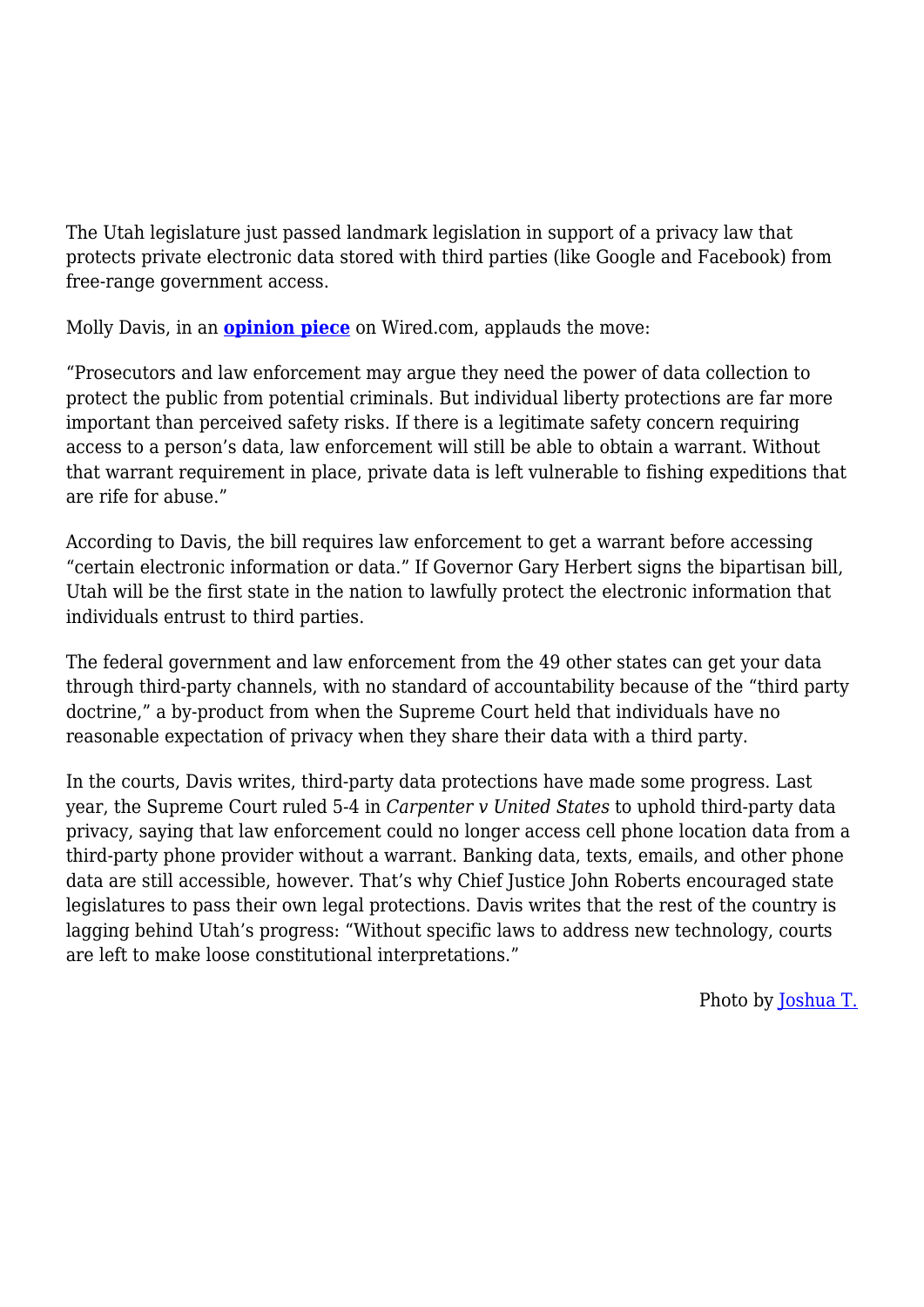The Utah legislature just passed landmark legislation in support of a privacy law that protects private electronic data stored with third parties (like Google and Facebook) from free-range government access.

Molly Davis, in an **opinion piece** on Wired.com, applauds the move:

"Prosecutors and law enforcement may argue they need the power of data collection to protect the public from potential criminals. But individual liberty protections are far more important than perceived safety risks. If there is a legitimate safety concern requiring access to a person's data, law enforcement will still be able to obtain a warrant. Without that warrant requirement in place, private data is left vulnerable to fishing expeditions that are rife for abuse."

According to Davis, the bill requires law enforcement to get a warrant before accessing "certain electronic information or data." If Governor Gary Herbert signs the bipartisan bill, Utah will be the first state in the nation to lawfully protect the electronic information that individuals entrust to third parties.

The federal government and law enforcement from the 49 other states can get your data through third-party channels, with no standard of accountability because of the "third party doctrine," a by-product from when the Supreme Court held that individuals have no reasonable expectation of privacy when they share their data with a third party.

In the courts, Davis writes, third-party data protections have made some progress. Last year, the Supreme Court ruled 5-4 in *Carpenter v United States* to uphold third-party data privacy, saying that law enforcement could no longer access cell phone location data from a third-party phone provider without a warrant. Banking data, texts, emails, and other phone data are still accessible, however. That's why Chief Justice John Roberts encouraged state legislatures to pass their own legal protections. Davis writes that the rest of the country is lagging behind Utah's progress: "Without specific laws to address new technology, courts are left to make loose constitutional interpretations."

Photo by Joshua T.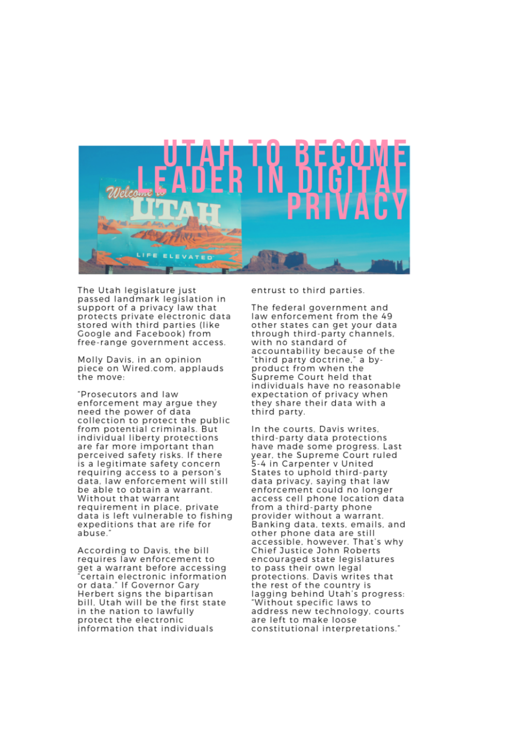# UTAH TO BECOME LEADER IN DIGITAL PRIVACY

The Utah legislature just passed landmark legislation in support of a privacy law that protects private electronic data stored with third parties (like Google and Facebook) from free-range government access.

Molly Davis, in an opinion piece on Wired.com, applauds the move:

"Prosecutors and law enforcement may argue they need the power of data collection to protect the public from potential criminals. But individual liberty protections are far more important than perceived safety risks. If there is a legitimate safety concern requiring access to a person's data, law enforcement will still be able to obtain a warrant. Without that warrant requirement in place, private data is left vulnerable to fishing expeditions that are rife for abuse."

According to Davis, the bill requires law enforcement to get a warrant before accessing "certain electronic information or data." If Governor Gary Herbert signs the bipartisan bill, Utah will be the first state in the nation to lawfully protect the electronic information that individuals entrust to third parties.

The federal government and law enforcement from the 49 other states can get your data through third-party channels, with no standard of accountability because of the "third party doctrine," a by-product from when the Supreme Court held that individuals have no reasonable expectation of privacy when they share their data with a third party.

In the courts, Davis writes, third-party data protections have made some progress. Last year, the Supreme Court ruled 5-4 in Carpenter v United States to uphold third-party data privacy, saying that law enforcement could no longer access cell phone location data from a third-party phone provider without a warrant. Banking data, texts, emails, and other phone data are still accessible, however. That's why Chief Justice John Roberts encouraged state legislatures to pass their own legal protections. Davis writes that the rest of the country is lagging behind Utah's progress: "Without specific laws to address new technology, courts are left to make loose constitutional interpretations."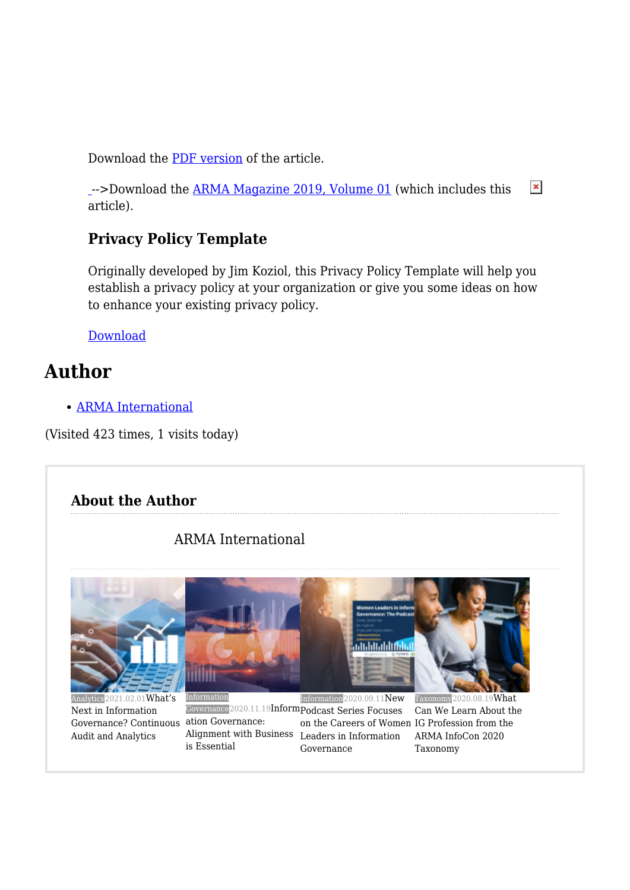Download the PDF version of the article.

-->Download the ARMA Magazine 2019, Volume 01 (which includes this article).

### Privacy Policy Template

Originally developed by Jim Koziol, this Privacy Policy Template will help you establish a privacy policy at your organization or give you some ideas on how to enhance your existing privacy policy.

Download

## Author

- ARMA International

(Visited 423 times, 1 visits today)

### About the Author

ARMA International

Analytics 2021.02.01 What's Next in Information Governance? Continuous Audit and Analytics

Information Governance 2020.11.19 Information Governance: Alignment with Business is Essential

Information 2020.09.11 New Podcast Series Focuses on the Careers of Women Leaders in Information Governance

Taxonomy 2020.08.19 What Can We Learn About the IG Profession from the ARMA InfoCon 2020 Taxonomy